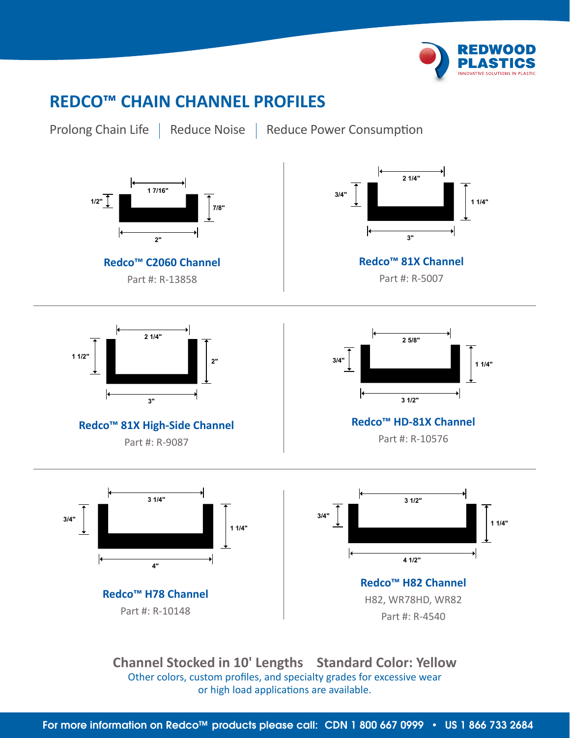# REDCO™ CHAIN CHANNEL PROFILES

Prolong Chain Life | Reduce Noise | Reduce Power Consumption

1 7/16"
1/2"
7/8"
2"

**Redco™ C2060 Channel**

Part #: R-13858

2 1/4"
3/4"
1 1/4"
3"

**Redco™ 81X Channel**

Part #: R-5007

2 1/4"
1 1/2"
2"
3"

**Redco™ 81X High-Side Channel**

Part #: R-9087

2 5/8"
3/4"
1 1/4"
3 1/2"

**Redco™ HD-81X Channel**

Part #: R-10576

3 1/4"
3/4"
1 1/4"
4"

**Redco™ H78 Channel**

Part #: R-10148

3 1/2"
3/4"
1 1/4"
4 1/2"

**Redco™ H82 Channel**

H82, WR78HD, WR82

Part #: R-4540

**Channel Stocked in 10' Lengths    Standard Color: Yellow**

Other colors, custom profiles, and specialty grades for excessive wear or high load applications are available.

For more information on Redco™ products please call: CDN 1 800 667 0999 • US 1 866 733 2684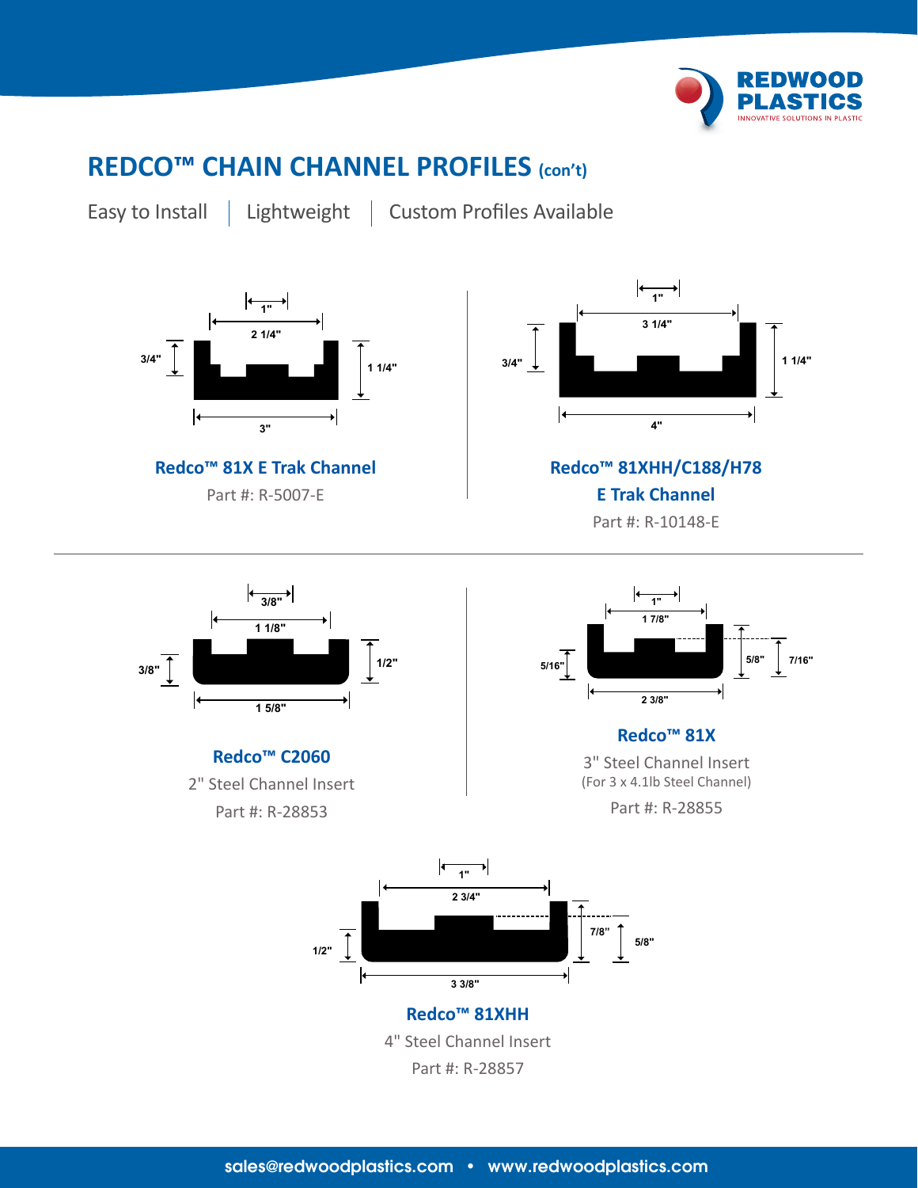# REDCO™ CHAIN CHANNEL PROFILES (con't)

Easy to Install | Lightweight | Custom Profiles Available

1"
2 1/4"
3/4"
1 1/4"
3"

**Redco™ 81X E Trak Channel**

Part #: R-5007-E

1"
3 1/4"
3/4"
1 1/4"
4"

**Redco™ 81XHH/C188/H78 E Trak Channel**

Part #: R-10148-E

3/8"
1 1/8"
3/8"
1/2"
1 5/8"

**Redco™ C2060**

2" Steel Channel Insert

Part #: R-28853

1"
1 7/8"
5/16"
5/8"
7/16"
2 3/8"

**Redco™ 81X**

3" Steel Channel Insert

(For 3 x 4.1lb Steel Channel)

Part #: R-28855

1"
2 3/4"
1/2"
7/8"
5/8"
3 3/8"

**Redco™ 81XHH**

4" Steel Channel Insert

Part #: R-28857

sales@redwoodplastics.com • www.redwoodplastics.com